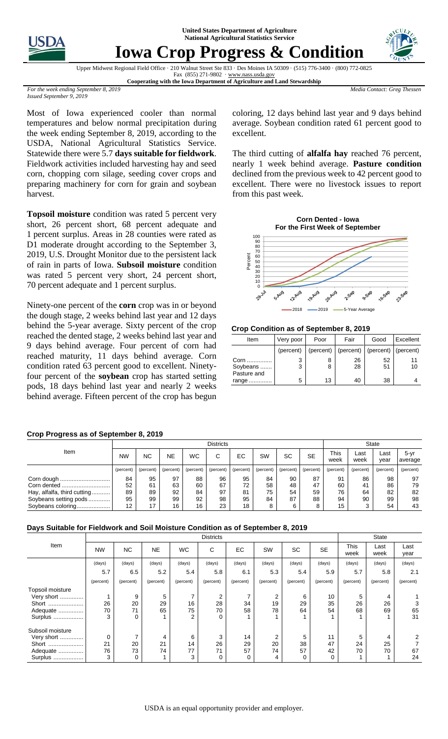**United States Department of Agriculture**
**National Agricultural Statistics Service**

# Iowa Crop Progress & Condition

Upper Midwest Regional Field Office · 210 Walnut Street Ste 833 · Des Moines IA 50309 · (515) 776-3400 · (800) 772-0825
Fax (855) 271-9802 · www.nass.usda.gov
**Cooperating with the Iowa Department of Agriculture and Land Stewardship**

*For the week ending September 8, 2019*
*Issued September 9, 2019*

*Media Contact: Greg Thessen*

Most of Iowa experienced cooler than normal temperatures and below normal precipitation during the week ending September 8, 2019, according to the USDA, National Agricultural Statistics Service. Statewide there were 5.7 **days suitable for fieldwork**. Fieldwork activities included harvesting hay and seed corn, chopping corn silage, seeding cover crops and preparing machinery for corn for grain and soybean harvest.

**Topsoil moisture** condition was rated 5 percent very short, 26 percent short, 68 percent adequate and 1 percent surplus. Areas in 28 counties were rated as D1 moderate drought according to the September 3, 2019, U.S. Drought Monitor due to the persistent lack of rain in parts of Iowa. **Subsoil moisture** condition was rated 5 percent very short, 24 percent short, 70 percent adequate and 1 percent surplus.

Ninety-one percent of the **corn** crop was in or beyond the dough stage, 2 weeks behind last year and 12 days behind the 5-year average. Sixty percent of the crop reached the dented stage, 2 weeks behind last year and 9 days behind average. Four percent of corn had reached maturity, 11 days behind average. Corn condition rated 63 percent good to excellent. Ninety-four percent of the **soybean** crop has started setting pods, 18 days behind last year and nearly 2 weeks behind average. Fifteen percent of the crop has begun coloring, 12 days behind last year and 9 days behind average. Soybean condition rated 61 percent good to excellent.

The third cutting of **alfalfa hay** reached 76 percent, nearly 1 week behind average. **Pasture condition** declined from the previous week to 42 percent good to excellent. There were no livestock issues to report from this past week.

**Corn Dented - Iowa**
**For the First Week of September**

**Crop Condition as of September 8, 2019**

| Item | Very poor | Poor | Fair | Good | Excellent |
|---|---|---|---|---|---|
| | (percent) | (percent) | (percent) | (percent) | (percent) |
| Corn | 3 | 8 | 26 | 52 | 11 |
| Soybeans | 3 | 8 | 28 | 51 | 10 |
| Pasture and range | 5 | 13 | 40 | 38 | 4 |

**Crop Progress as of September 8, 2019**

| Item | Districts | | | | | | | | | State | | | |
|---|---|---|---|---|---|---|---|---|---|---|---|---|---|
| | NW | NC | NE | WC | C | EC | SW | SC | SE | This week | Last week | Last year | 5-yr average |
| | (percent) | (percent) | (percent) | (percent) | (percent) | (percent) | (percent) | (percent) | (percent) | (percent) | (percent) | (percent) | (percent) |
| Corn dough | 84 | 95 | 97 | 88 | 96 | 95 | 84 | 90 | 87 | 91 | 86 | 98 | 97 |
| Corn dented | 52 | 61 | 63 | 60 | 67 | 72 | 58 | 48 | 47 | 60 | 41 | 86 | 79 |
| Hay, alfalfa, third cutting | 89 | 89 | 92 | 84 | 97 | 81 | 75 | 54 | 59 | 76 | 64 | 82 | 82 |
| Soybeans setting pods | 95 | 99 | 99 | 92 | 98 | 95 | 84 | 87 | 88 | 94 | 90 | 99 | 98 |
| Soybeans coloring | 12 | 17 | 16 | 16 | 23 | 18 | 8 | 6 | 8 | 15 | 3 | 54 | 43 |

**Days Suitable for Fieldwork and Soil Moisture Condition as of September 8, 2019**

| Item | Districts | | | | | | | | | State | | |
|---|---|---|---|---|---|---|---|---|---|---|---|---|
| | NW | NC | NE | WC | C | EC | SW | SC | SE | This week | Last week | Last year |
| | (days) | (days) | (days) | (days) | (days) | (days) | (days) | (days) | (days) | (days) | (days) | (days) |
| | 5.7 | 6.5 | 5.2 | 5.4 | 5.8 | 6.1 | 5.3 | 5.4 | 5.9 | 5.7 | 5.8 | 2.1 |
| | (percent) | (percent) | (percent) | (percent) | (percent) | (percent) | (percent) | (percent) | (percent) | (percent) | (percent) | (percent) |
| Topsoil moisture | | | | | | | | | | | | |
| Very short | 1 | 9 | 5 | 7 | 2 | 7 | 2 | 6 | 10 | 5 | 4 | 1 |
| Short | 26 | 20 | 29 | 16 | 28 | 34 | 19 | 29 | 35 | 26 | 26 | 3 |
| Adequate | 70 | 71 | 65 | 75 | 70 | 58 | 78 | 64 | 54 | 68 | 69 | 65 |
| Surplus | 3 | 0 | 1 | 2 | 0 | 1 | 1 | 1 | 1 | 1 | 1 | 31 |
| Subsoil moisture | | | | | | | | | | | | |
| Very short | 0 | 7 | 4 | 6 | 3 | 14 | 2 | 5 | 11 | 5 | 4 | 2 |
| Short | 21 | 20 | 21 | 14 | 26 | 29 | 20 | 38 | 47 | 24 | 25 | 7 |
| Adequate | 76 | 73 | 74 | 77 | 71 | 57 | 74 | 57 | 42 | 70 | 70 | 67 |
| Surplus | 3 | 0 | 1 | 3 | 0 | 0 | 4 | 0 | 0 | 1 | 1 | 24 |

USDA is an equal opportunity provider and employer.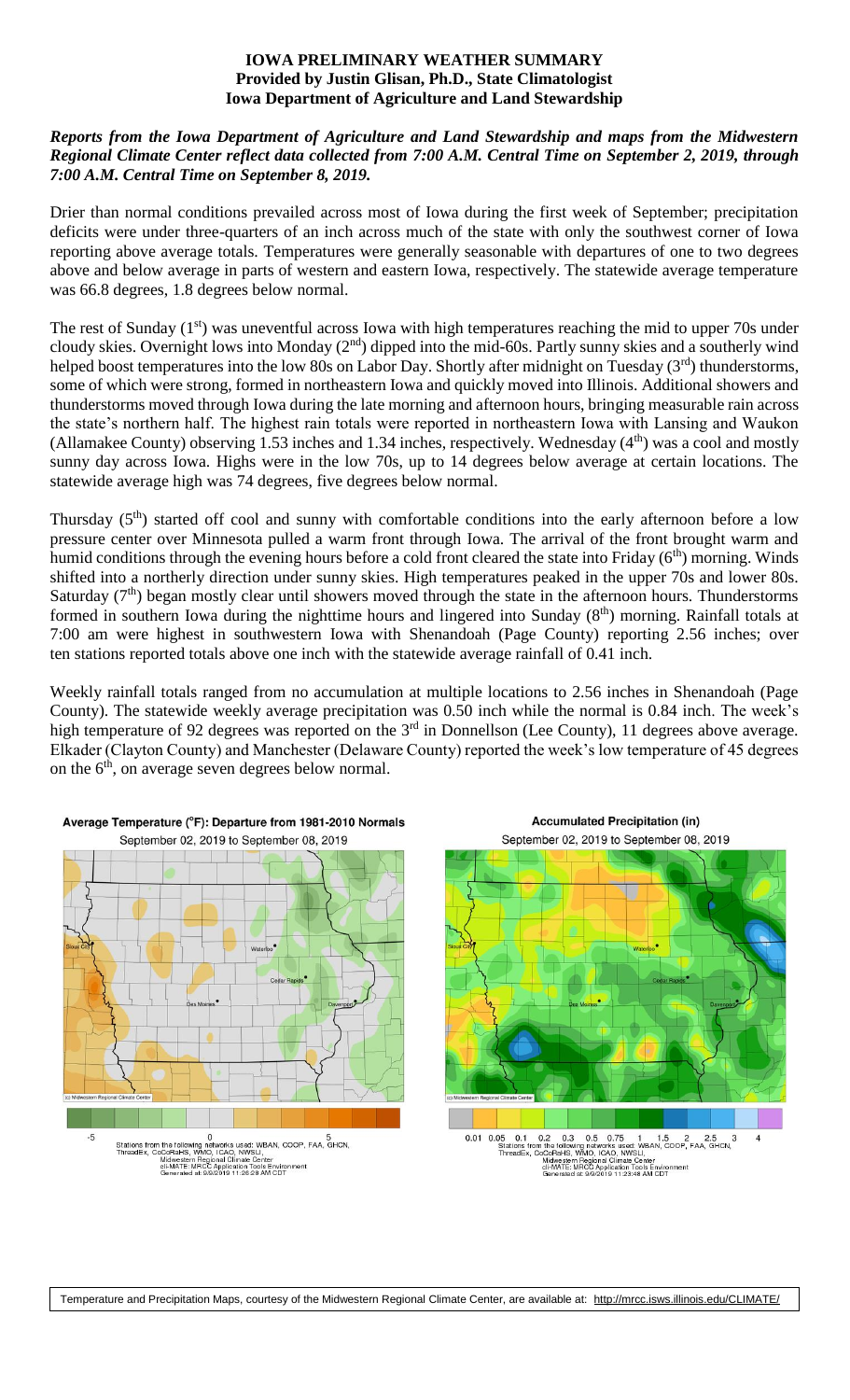# IOWA PRELIMINARY WEATHER SUMMARY

**Provided by Justin Glisan, Ph.D., State Climatologist**
**Iowa Department of Agriculture and Land Stewardship**

***Reports from the Iowa Department of Agriculture and Land Stewardship and maps from the Midwestern Regional Climate Center reflect data collected from 7:00 A.M. Central Time on September 2, 2019, through 7:00 A.M. Central Time on September 8, 2019.***

Drier than normal conditions prevailed across most of Iowa during the first week of September; precipitation deficits were under three-quarters of an inch across much of the state with only the southwest corner of Iowa reporting above average totals. Temperatures were generally seasonable with departures of one to two degrees above and below average in parts of western and eastern Iowa, respectively. The statewide average temperature was 66.8 degrees, 1.8 degrees below normal.

The rest of Sunday (1st) was uneventful across Iowa with high temperatures reaching the mid to upper 70s under cloudy skies. Overnight lows into Monday (2nd) dipped into the mid-60s. Partly sunny skies and a southerly wind helped boost temperatures into the low 80s on Labor Day. Shortly after midnight on Tuesday (3rd) thunderstorms, some of which were strong, formed in northeastern Iowa and quickly moved into Illinois. Additional showers and thunderstorms moved through Iowa during the late morning and afternoon hours, bringing measurable rain across the state's northern half. The highest rain totals were reported in northeastern Iowa with Lansing and Waukon (Allamakee County) observing 1.53 inches and 1.34 inches, respectively. Wednesday (4th) was a cool and mostly sunny day across Iowa. Highs were in the low 70s, up to 14 degrees below average at certain locations. The statewide average high was 74 degrees, five degrees below normal.

Thursday (5th) started off cool and sunny with comfortable conditions into the early afternoon before a low pressure center over Minnesota pulled a warm front through Iowa. The arrival of the front brought warm and humid conditions through the evening hours before a cold front cleared the state into Friday (6th) morning. Winds shifted into a northerly direction under sunny skies. High temperatures peaked in the upper 70s and lower 80s. Saturday (7th) began mostly clear until showers moved through the state in the afternoon hours. Thunderstorms formed in southern Iowa during the nighttime hours and lingered into Sunday (8th) morning. Rainfall totals at 7:00 am were highest in southwestern Iowa with Shenandoah (Page County) reporting 2.56 inches; over ten stations reported totals above one inch with the statewide average rainfall of 0.41 inch.

Weekly rainfall totals ranged from no accumulation at multiple locations to 2.56 inches in Shenandoah (Page County). The statewide weekly average precipitation was 0.50 inch while the normal is 0.84 inch. The week's high temperature of 92 degrees was reported on the 3rd in Donnellson (Lee County), 11 degrees above average. Elkader (Clayton County) and Manchester (Delaware County) reported the week's low temperature of 45 degrees on the 6th, on average seven degrees below normal.

Average Temperature (°F): Departure from 1981-2010 Normals
September 02, 2019 to September 08, 2019

Sioux City
Waterloo
Cedar Rapids
Des Moines
Davenport
(c) Midwestern Regional Climate Center

-5 0 5

Stations from the following networks used: WBAN, COOP, FAA, GHCN, ThreadEx, CoCoRaHS, WMO, ICAO, NWSLI,
Midwestern Regional Climate Center
cli-MATE: MRCC Application Tools Environment
Generated at: 9/9/2019 11:26:28 AM CDT

Accumulated Precipitation (in)
September 02, 2019 to September 08, 2019

Sioux City
Waterloo
Cedar Rapids
Des Moines
Davenport
(c) Midwestern Regional Climate Center

0.01 0.05 0.1 0.2 0.3 0.5 0.75 1 1.5 2 2.5 3 4

Stations from the following networks used: WBAN, COOP, FAA, GHCN, ThreadEx, CoCoRaHS, WMO, ICAO, NWSLI,
Midwestern Regional Climate Center
cli-MATE: MRCC Application Tools Environment
Generated at: 9/9/2019 11:23:48 AM CDT

Temperature and Precipitation Maps, courtesy of the Midwestern Regional Climate Center, are available at: http://mrcc.isws.illinois.edu/CLIMATE/